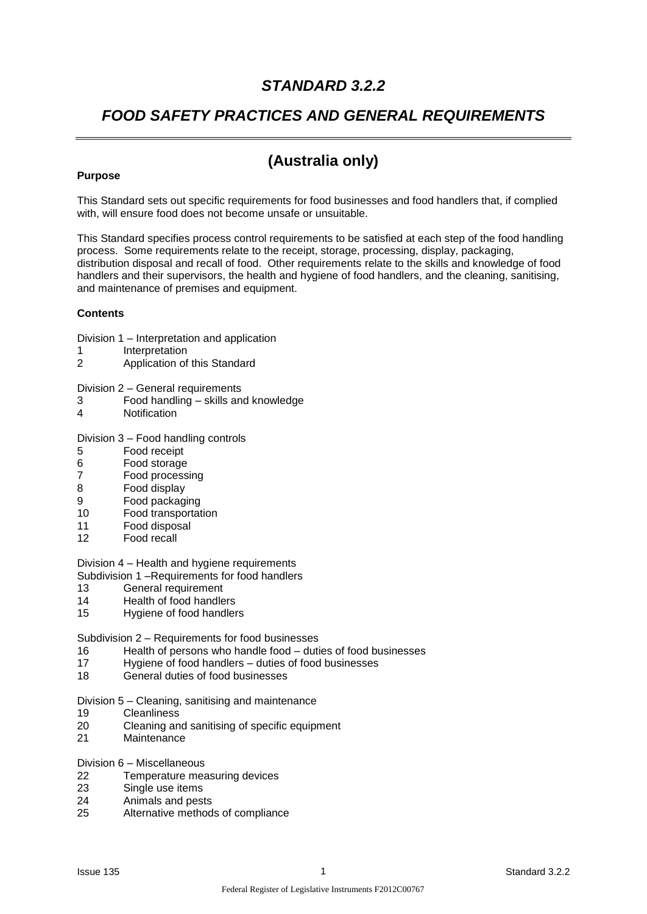# STANDARD 3.2.2

# FOOD SAFETY PRACTICES AND GENERAL REQUIREMENTS

## (Australia only)

**Purpose**

This Standard sets out specific requirements for food businesses and food handlers that, if complied with, will ensure food does not become unsafe or unsuitable.

This Standard specifies process control requirements to be satisfied at each step of the food handling process. Some requirements relate to the receipt, storage, processing, display, packaging, distribution disposal and recall of food. Other requirements relate to the skills and knowledge of food handlers and their supervisors, the health and hygiene of food handlers, and the cleaning, sanitising, and maintenance of premises and equipment.

**Contents**

Division 1 – Interpretation and application
1 Interpretation
2 Application of this Standard

Division 2 – General requirements
3 Food handling – skills and knowledge
4 Notification

Division 3 – Food handling controls
5 Food receipt
6 Food storage
7 Food processing
8 Food display
9 Food packaging
10 Food transportation
11 Food disposal
12 Food recall

Division 4 – Health and hygiene requirements
Subdivision 1 –Requirements for food handlers
13 General requirement
14 Health of food handlers
15 Hygiene of food handlers

Subdivision 2 – Requirements for food businesses
16 Health of persons who handle food – duties of food businesses
17 Hygiene of food handlers – duties of food businesses
18 General duties of food businesses

Division 5 – Cleaning, sanitising and maintenance
19 Cleanliness
20 Cleaning and sanitising of specific equipment
21 Maintenance

Division 6 – Miscellaneous
22 Temperature measuring devices
23 Single use items
24 Animals and pests
25 Alternative methods of compliance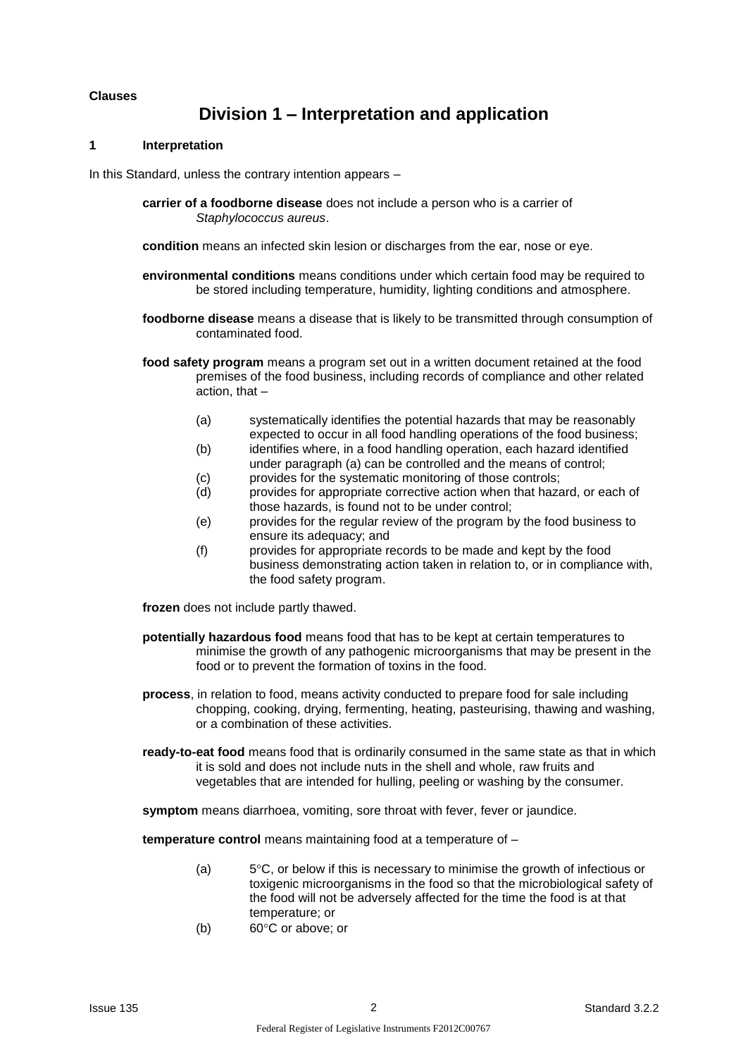**Clauses**

# Division 1 – Interpretation and application

### 1 Interpretation

In this Standard, unless the contrary intention appears –

**carrier of a foodborne disease** does not include a person who is a carrier of *Staphylococcus aureus*.

**condition** means an infected skin lesion or discharges from the ear, nose or eye.

**environmental conditions** means conditions under which certain food may be required to be stored including temperature, humidity, lighting conditions and atmosphere.

**foodborne disease** means a disease that is likely to be transmitted through consumption of contaminated food.

**food safety program** means a program set out in a written document retained at the food premises of the food business, including records of compliance and other related action, that –

(a) systematically identifies the potential hazards that may be reasonably expected to occur in all food handling operations of the food business;
(b) identifies where, in a food handling operation, each hazard identified under paragraph (a) can be controlled and the means of control;
(c) provides for the systematic monitoring of those controls;
(d) provides for appropriate corrective action when that hazard, or each of those hazards, is found not to be under control;
(e) provides for the regular review of the program by the food business to ensure its adequacy; and
(f) provides for appropriate records to be made and kept by the food business demonstrating action taken in relation to, or in compliance with, the food safety program.

**frozen** does not include partly thawed.

**potentially hazardous food** means food that has to be kept at certain temperatures to minimise the growth of any pathogenic microorganisms that may be present in the food or to prevent the formation of toxins in the food.

**process**, in relation to food, means activity conducted to prepare food for sale including chopping, cooking, drying, fermenting, heating, pasteurising, thawing and washing, or a combination of these activities.

**ready-to-eat food** means food that is ordinarily consumed in the same state as that in which it is sold and does not include nuts in the shell and whole, raw fruits and vegetables that are intended for hulling, peeling or washing by the consumer.

**symptom** means diarrhoea, vomiting, sore throat with fever, fever or jaundice.

**temperature control** means maintaining food at a temperature of –

(a) 5°C, or below if this is necessary to minimise the growth of infectious or toxigenic microorganisms in the food so that the microbiological safety of the food will not be adversely affected for the time the food is at that temperature; or
(b) 60°C or above; or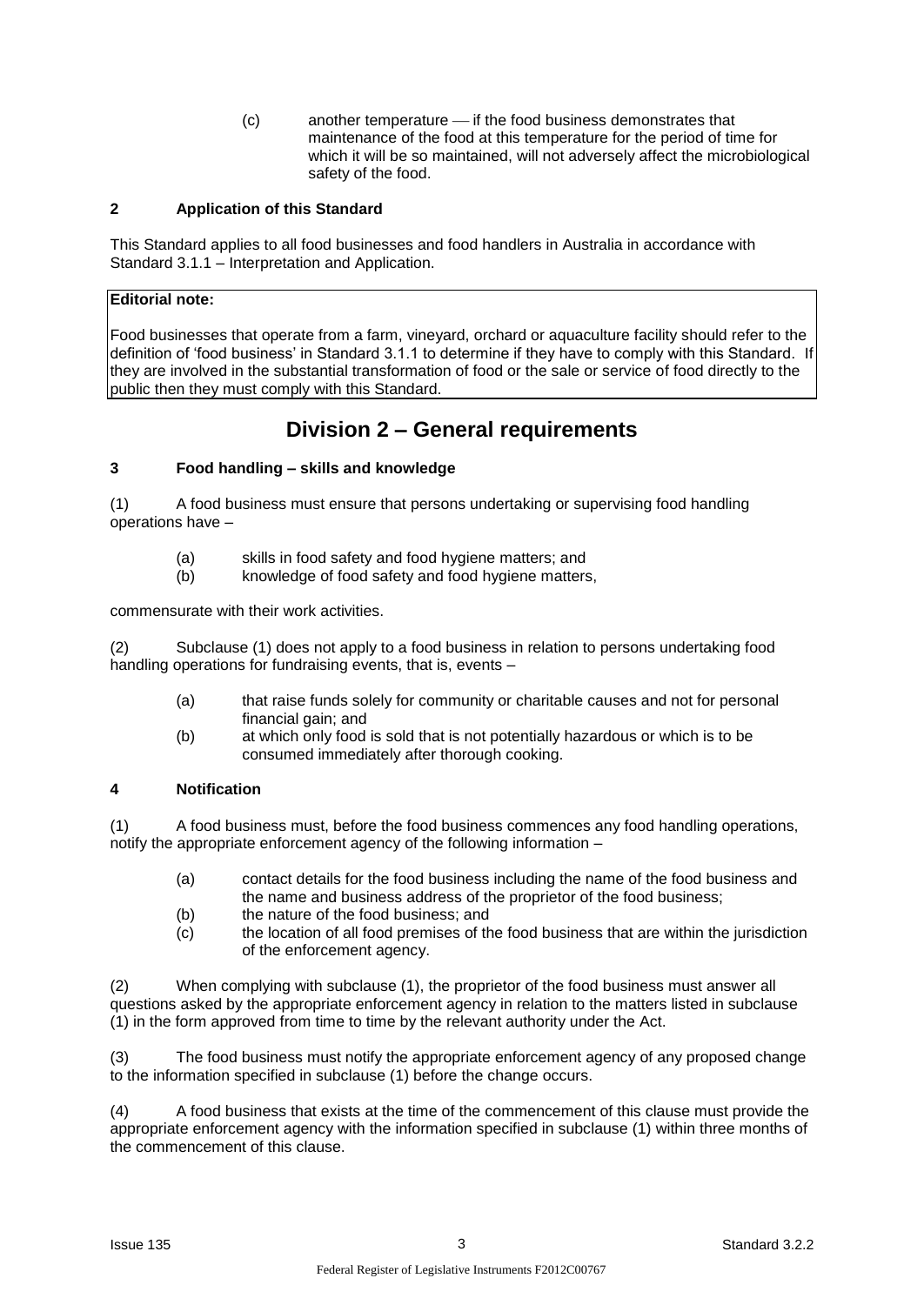(c) another temperature — if the food business demonstrates that maintenance of the food at this temperature for the period of time for which it will be so maintained, will not adversely affect the microbiological safety of the food.

**2 Application of this Standard**

This Standard applies to all food businesses and food handlers in Australia in accordance with Standard 3.1.1 – Interpretation and Application.

**Editorial note:**

Food businesses that operate from a farm, vineyard, orchard or aquaculture facility should refer to the definition of 'food business' in Standard 3.1.1 to determine if they have to comply with this Standard. If they are involved in the substantial transformation of food or the sale or service of food directly to the public then they must comply with this Standard.

## Division 2 – General requirements

**3 Food handling – skills and knowledge**

(1) A food business must ensure that persons undertaking or supervising food handling operations have –

(a) skills in food safety and food hygiene matters; and
(b) knowledge of food safety and food hygiene matters,

commensurate with their work activities.

(2) Subclause (1) does not apply to a food business in relation to persons undertaking food handling operations for fundraising events, that is, events –

(a) that raise funds solely for community or charitable causes and not for personal financial gain; and
(b) at which only food is sold that is not potentially hazardous or which is to be consumed immediately after thorough cooking.

**4 Notification**

(1) A food business must, before the food business commences any food handling operations, notify the appropriate enforcement agency of the following information –

(a) contact details for the food business including the name of the food business and the name and business address of the proprietor of the food business;
(b) the nature of the food business; and
(c) the location of all food premises of the food business that are within the jurisdiction of the enforcement agency.

(2) When complying with subclause (1), the proprietor of the food business must answer all questions asked by the appropriate enforcement agency in relation to the matters listed in subclause (1) in the form approved from time to time by the relevant authority under the Act.

(3) The food business must notify the appropriate enforcement agency of any proposed change to the information specified in subclause (1) before the change occurs.

(4) A food business that exists at the time of the commencement of this clause must provide the appropriate enforcement agency with the information specified in subclause (1) within three months of the commencement of this clause.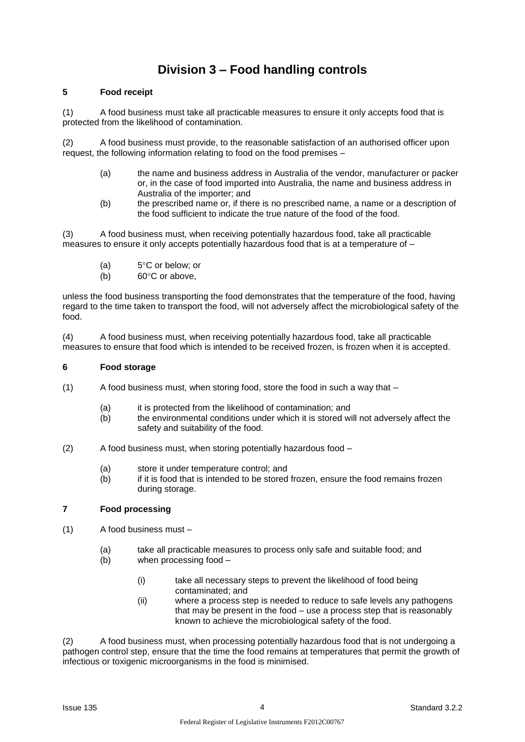# Division 3 – Food handling controls

### 5 Food receipt

(1) A food business must take all practicable measures to ensure it only accepts food that is protected from the likelihood of contamination.

(2) A food business must provide, to the reasonable satisfaction of an authorised officer upon request, the following information relating to food on the food premises –

- (a) the name and business address in Australia of the vendor, manufacturer or packer or, in the case of food imported into Australia, the name and business address in Australia of the importer; and
- (b) the prescribed name or, if there is no prescribed name, a name or a description of the food sufficient to indicate the true nature of the food of the food.

(3) A food business must, when receiving potentially hazardous food, take all practicable measures to ensure it only accepts potentially hazardous food that is at a temperature of –

- (a) 5°C or below; or
- (b) 60°C or above,

unless the food business transporting the food demonstrates that the temperature of the food, having regard to the time taken to transport the food, will not adversely affect the microbiological safety of the food.

(4) A food business must, when receiving potentially hazardous food, take all practicable measures to ensure that food which is intended to be received frozen, is frozen when it is accepted.

### 6 Food storage

(1) A food business must, when storing food, store the food in such a way that –

- (a) it is protected from the likelihood of contamination; and
- (b) the environmental conditions under which it is stored will not adversely affect the safety and suitability of the food.

(2) A food business must, when storing potentially hazardous food –

- (a) store it under temperature control; and
- (b) if it is food that is intended to be stored frozen, ensure the food remains frozen during storage.

### 7 Food processing

(1) A food business must –

- (a) take all practicable measures to process only safe and suitable food; and
- (b) when processing food –
  - (i) take all necessary steps to prevent the likelihood of food being contaminated; and
  - (ii) where a process step is needed to reduce to safe levels any pathogens that may be present in the food – use a process step that is reasonably known to achieve the microbiological safety of the food.

(2) A food business must, when processing potentially hazardous food that is not undergoing a pathogen control step, ensure that the time the food remains at temperatures that permit the growth of infectious or toxigenic microorganisms in the food is minimised.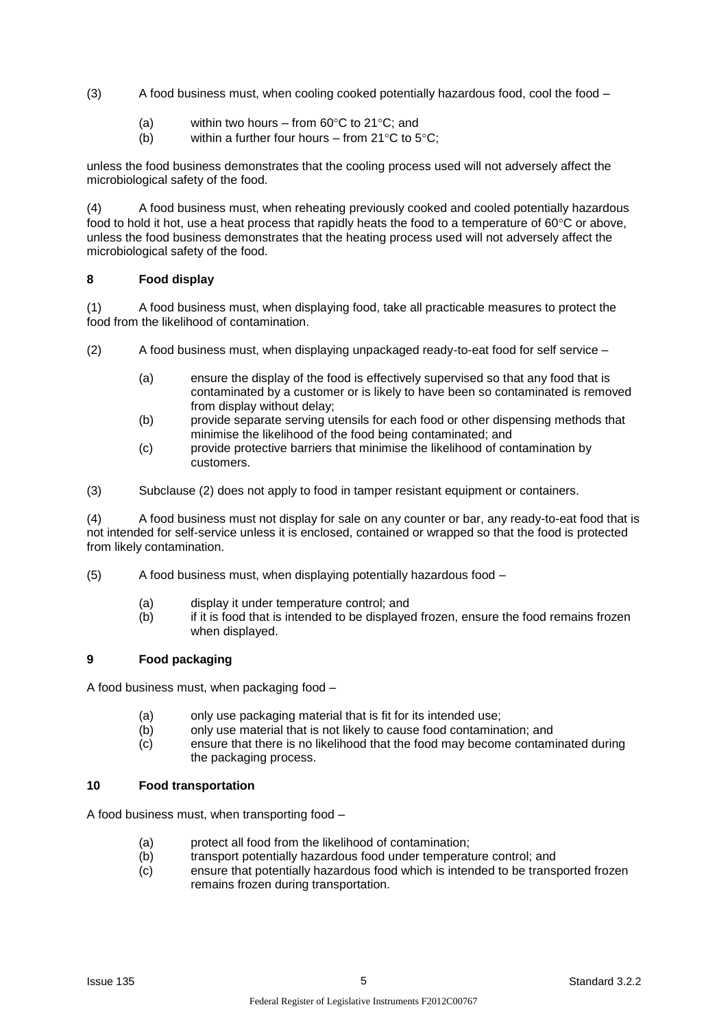(3) A food business must, when cooling cooked potentially hazardous food, cool the food –

(a) within two hours – from 60°C to 21°C; and
(b) within a further four hours – from 21°C to 5°C;

unless the food business demonstrates that the cooling process used will not adversely affect the microbiological safety of the food.

(4) A food business must, when reheating previously cooked and cooled potentially hazardous food to hold it hot, use a heat process that rapidly heats the food to a temperature of 60°C or above, unless the food business demonstrates that the heating process used will not adversely affect the microbiological safety of the food.

### 8 Food display

(1) A food business must, when displaying food, take all practicable measures to protect the food from the likelihood of contamination.

(2) A food business must, when displaying unpackaged ready-to-eat food for self service –

(a) ensure the display of the food is effectively supervised so that any food that is contaminated by a customer or is likely to have been so contaminated is removed from display without delay;
(b) provide separate serving utensils for each food or other dispensing methods that minimise the likelihood of the food being contaminated; and
(c) provide protective barriers that minimise the likelihood of contamination by customers.

(3) Subclause (2) does not apply to food in tamper resistant equipment or containers.

(4) A food business must not display for sale on any counter or bar, any ready-to-eat food that is not intended for self-service unless it is enclosed, contained or wrapped so that the food is protected from likely contamination.

(5) A food business must, when displaying potentially hazardous food –

(a) display it under temperature control; and
(b) if it is food that is intended to be displayed frozen, ensure the food remains frozen when displayed.

### 9 Food packaging

A food business must, when packaging food –

(a) only use packaging material that is fit for its intended use;
(b) only use material that is not likely to cause food contamination; and
(c) ensure that there is no likelihood that the food may become contaminated during the packaging process.

### 10 Food transportation

A food business must, when transporting food –

(a) protect all food from the likelihood of contamination;
(b) transport potentially hazardous food under temperature control; and
(c) ensure that potentially hazardous food which is intended to be transported frozen remains frozen during transportation.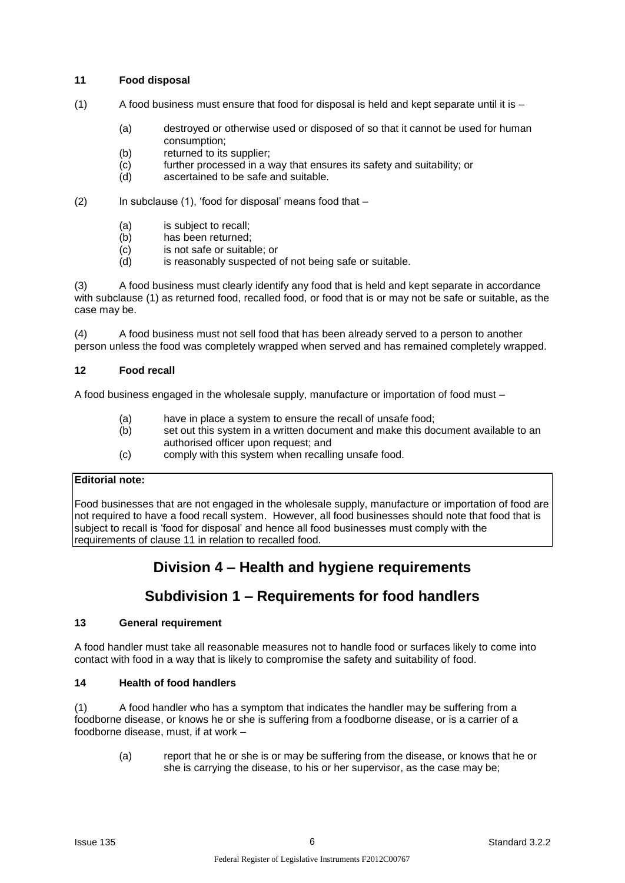#### 11 Food disposal

(1) A food business must ensure that food for disposal is held and kept separate until it is –

(a) destroyed or otherwise used or disposed of so that it cannot be used for human consumption;
(b) returned to its supplier;
(c) further processed in a way that ensures its safety and suitability; or
(d) ascertained to be safe and suitable.

(2) In subclause (1), 'food for disposal' means food that –

(a) is subject to recall;
(b) has been returned;
(c) is not safe or suitable; or
(d) is reasonably suspected of not being safe or suitable.

(3) A food business must clearly identify any food that is held and kept separate in accordance with subclause (1) as returned food, recalled food, or food that is or may not be safe or suitable, as the case may be.

(4) A food business must not sell food that has been already served to a person to another person unless the food was completely wrapped when served and has remained completely wrapped.

#### 12 Food recall

A food business engaged in the wholesale supply, manufacture or importation of food must –

(a) have in place a system to ensure the recall of unsafe food;
(b) set out this system in a written document and make this document available to an authorised officer upon request; and
(c) comply with this system when recalling unsafe food.

**Editorial note:**

Food businesses that are not engaged in the wholesale supply, manufacture or importation of food are not required to have a food recall system. However, all food businesses should note that food that is subject to recall is 'food for disposal' and hence all food businesses must comply with the requirements of clause 11 in relation to recalled food.

## Division 4 – Health and hygiene requirements

## Subdivision 1 – Requirements for food handlers

#### 13 General requirement

A food handler must take all reasonable measures not to handle food or surfaces likely to come into contact with food in a way that is likely to compromise the safety and suitability of food.

#### 14 Health of food handlers

(1) A food handler who has a symptom that indicates the handler may be suffering from a foodborne disease, or knows he or she is suffering from a foodborne disease, or is a carrier of a foodborne disease, must, if at work –

(a) report that he or she is or may be suffering from the disease, or knows that he or she is carrying the disease, to his or her supervisor, as the case may be;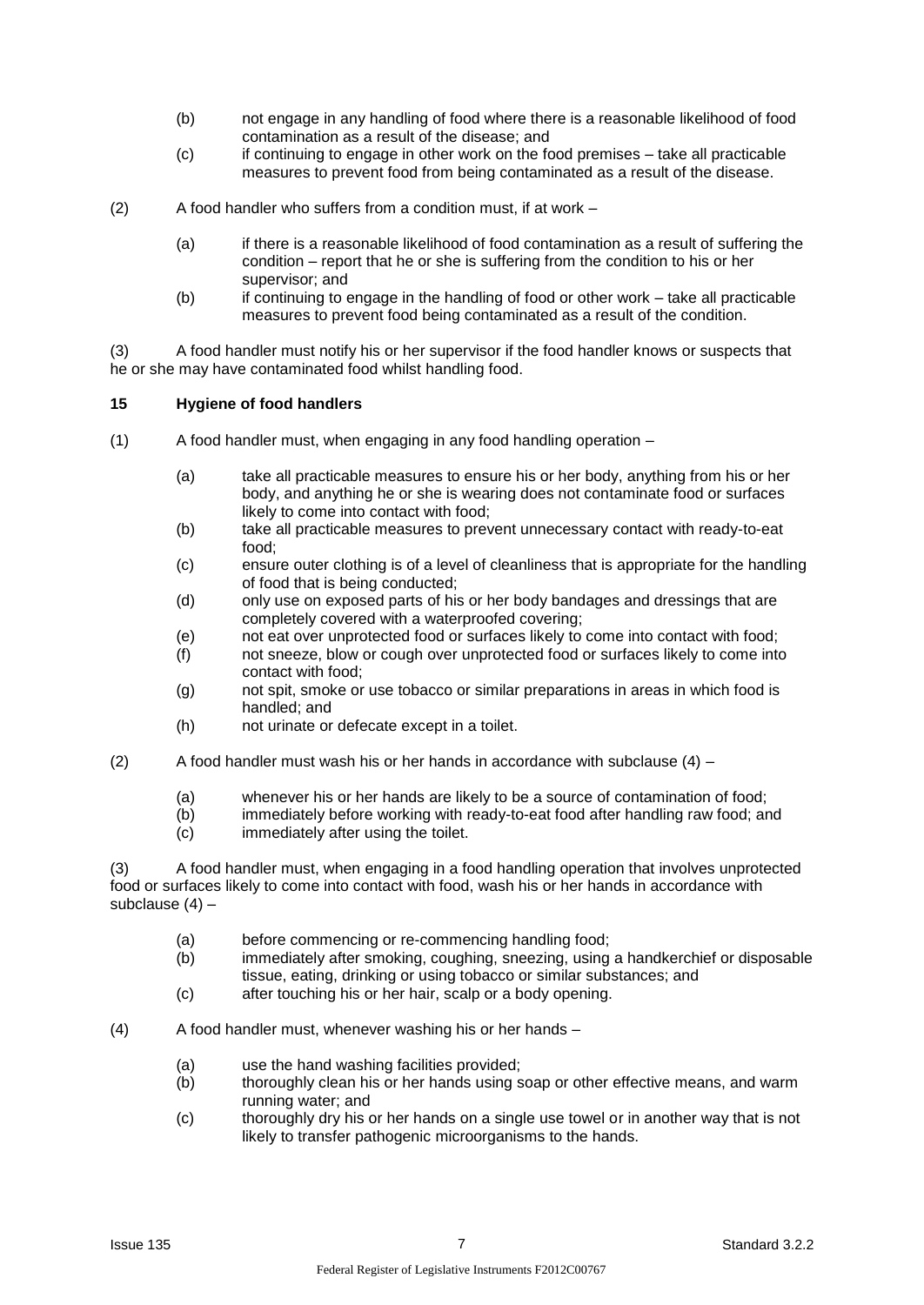(b) not engage in any handling of food where there is a reasonable likelihood of food contamination as a result of the disease; and

(c) if continuing to engage in other work on the food premises – take all practicable measures to prevent food from being contaminated as a result of the disease.

(2) A food handler who suffers from a condition must, if at work –

(a) if there is a reasonable likelihood of food contamination as a result of suffering the condition – report that he or she is suffering from the condition to his or her supervisor; and

(b) if continuing to engage in the handling of food or other work – take all practicable measures to prevent food being contaminated as a result of the condition.

(3) A food handler must notify his or her supervisor if the food handler knows or suspects that he or she may have contaminated food whilst handling food.

**15 Hygiene of food handlers**

(1) A food handler must, when engaging in any food handling operation –

(a) take all practicable measures to ensure his or her body, anything from his or her body, and anything he or she is wearing does not contaminate food or surfaces likely to come into contact with food;

(b) take all practicable measures to prevent unnecessary contact with ready-to-eat food;

(c) ensure outer clothing is of a level of cleanliness that is appropriate for the handling of food that is being conducted;

(d) only use on exposed parts of his or her body bandages and dressings that are completely covered with a waterproofed covering;

(e) not eat over unprotected food or surfaces likely to come into contact with food;

(f) not sneeze, blow or cough over unprotected food or surfaces likely to come into contact with food;

(g) not spit, smoke or use tobacco or similar preparations in areas in which food is handled; and

(h) not urinate or defecate except in a toilet.

(2) A food handler must wash his or her hands in accordance with subclause (4) –

(a) whenever his or her hands are likely to be a source of contamination of food;

(b) immediately before working with ready-to-eat food after handling raw food; and

(c) immediately after using the toilet.

(3) A food handler must, when engaging in a food handling operation that involves unprotected food or surfaces likely to come into contact with food, wash his or her hands in accordance with subclause (4) –

(a) before commencing or re-commencing handling food;

(b) immediately after smoking, coughing, sneezing, using a handkerchief or disposable tissue, eating, drinking or using tobacco or similar substances; and

(c) after touching his or her hair, scalp or a body opening.

(4) A food handler must, whenever washing his or her hands –

(a) use the hand washing facilities provided;

(b) thoroughly clean his or her hands using soap or other effective means, and warm running water; and

(c) thoroughly dry his or her hands on a single use towel or in another way that is not likely to transfer pathogenic microorganisms to the hands.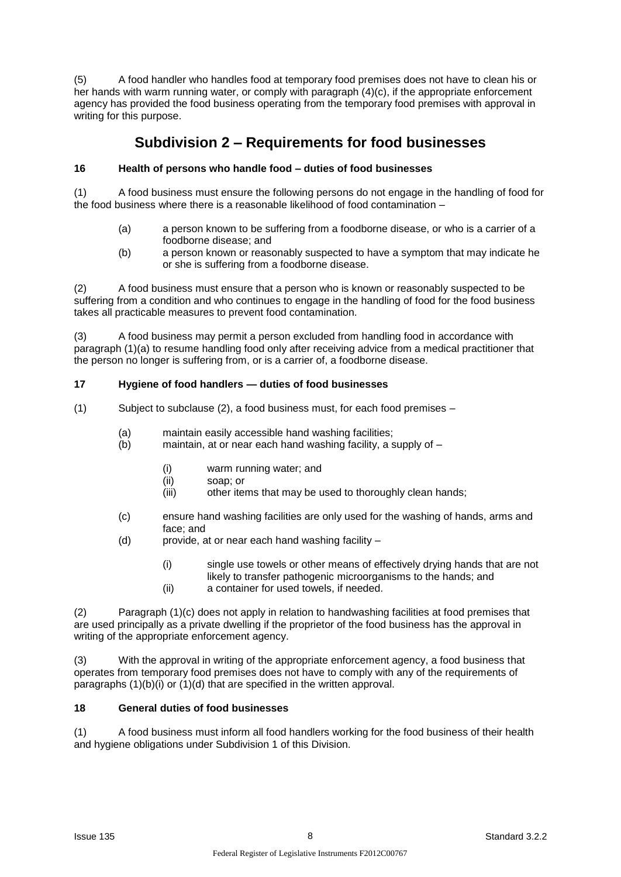(5) A food handler who handles food at temporary food premises does not have to clean his or her hands with warm running water, or comply with paragraph (4)(c), if the appropriate enforcement agency has provided the food business operating from the temporary food premises with approval in writing for this purpose.

## Subdivision 2 – Requirements for food businesses

### 16 Health of persons who handle food – duties of food businesses

(1) A food business must ensure the following persons do not engage in the handling of food for the food business where there is a reasonable likelihood of food contamination –

- (a) a person known to be suffering from a foodborne disease, or who is a carrier of a foodborne disease; and
- (b) a person known or reasonably suspected to have a symptom that may indicate he or she is suffering from a foodborne disease.

(2) A food business must ensure that a person who is known or reasonably suspected to be suffering from a condition and who continues to engage in the handling of food for the food business takes all practicable measures to prevent food contamination.

(3) A food business may permit a person excluded from handling food in accordance with paragraph (1)(a) to resume handling food only after receiving advice from a medical practitioner that the person no longer is suffering from, or is a carrier of, a foodborne disease.

### 17 Hygiene of food handlers — duties of food businesses

(1) Subject to subclause (2), a food business must, for each food premises –

- (a) maintain easily accessible hand washing facilities;
- (b) maintain, at or near each hand washing facility, a supply of –
  - (i) warm running water; and
  - (ii) soap; or
  - (iii) other items that may be used to thoroughly clean hands;
- (c) ensure hand washing facilities are only used for the washing of hands, arms and face; and
- (d) provide, at or near each hand washing facility –
  - (i) single use towels or other means of effectively drying hands that are not likely to transfer pathogenic microorganisms to the hands; and
  - (ii) a container for used towels, if needed.

(2) Paragraph (1)(c) does not apply in relation to handwashing facilities at food premises that are used principally as a private dwelling if the proprietor of the food business has the approval in writing of the appropriate enforcement agency.

(3) With the approval in writing of the appropriate enforcement agency, a food business that operates from temporary food premises does not have to comply with any of the requirements of paragraphs (1)(b)(i) or (1)(d) that are specified in the written approval.

### 18 General duties of food businesses

(1) A food business must inform all food handlers working for the food business of their health and hygiene obligations under Subdivision 1 of this Division.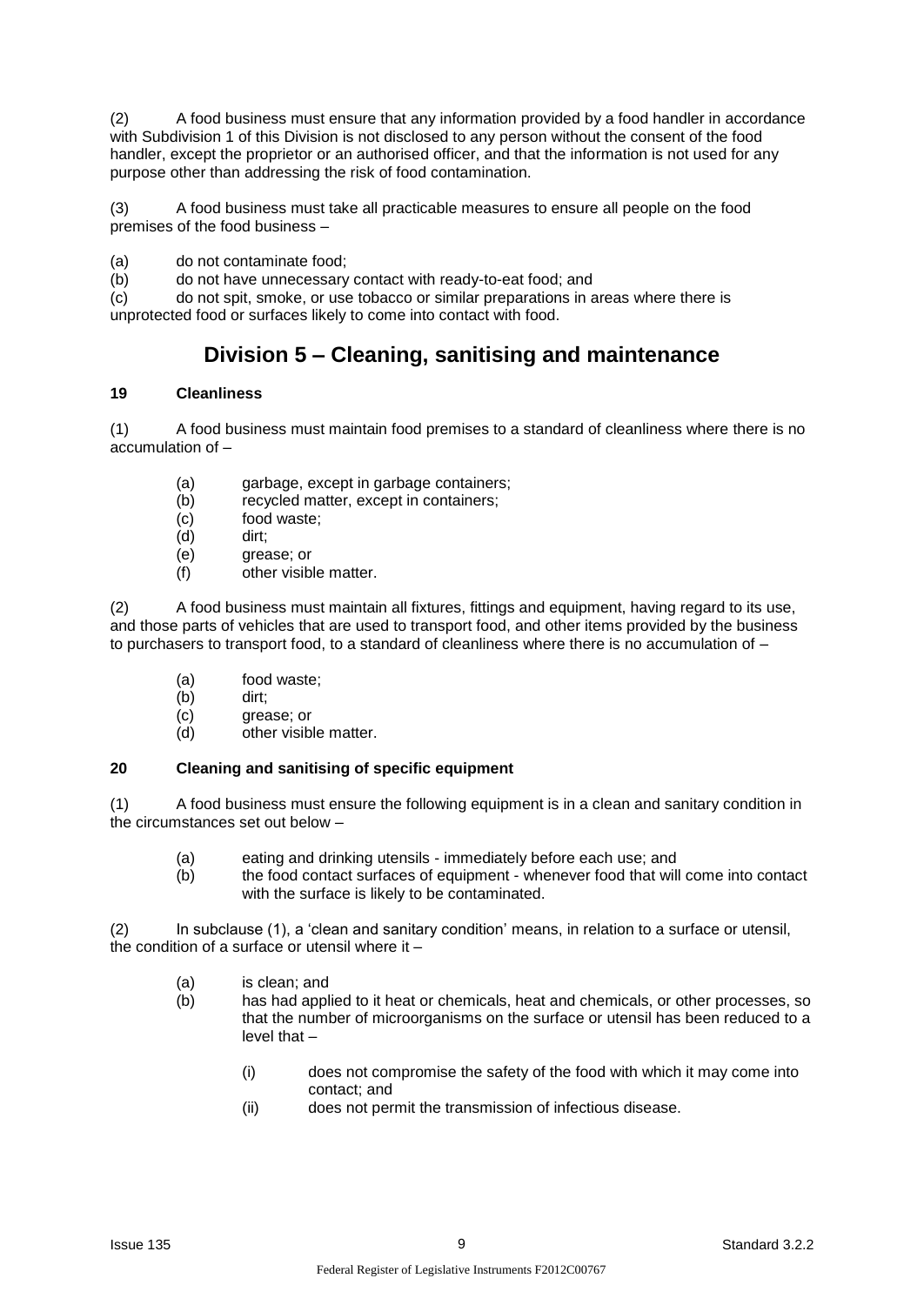(2) A food business must ensure that any information provided by a food handler in accordance with Subdivision 1 of this Division is not disclosed to any person without the consent of the food handler, except the proprietor or an authorised officer, and that the information is not used for any purpose other than addressing the risk of food contamination.

(3) A food business must take all practicable measures to ensure all people on the food premises of the food business –

(a) do not contaminate food;
(b) do not have unnecessary contact with ready-to-eat food; and
(c) do not spit, smoke, or use tobacco or similar preparations in areas where there is unprotected food or surfaces likely to come into contact with food.

# Division 5 – Cleaning, sanitising and maintenance

**19 Cleanliness**

(1) A food business must maintain food premises to a standard of cleanliness where there is no accumulation of –

- (a) garbage, except in garbage containers;
- (b) recycled matter, except in containers;
- (c) food waste;
- (d) dirt;
- (e) grease; or
- (f) other visible matter.

(2) A food business must maintain all fixtures, fittings and equipment, having regard to its use, and those parts of vehicles that are used to transport food, and other items provided by the business to purchasers to transport food, to a standard of cleanliness where there is no accumulation of –

- (a) food waste;
- (b) dirt;
- (c) grease; or
- (d) other visible matter.

**20 Cleaning and sanitising of specific equipment**

(1) A food business must ensure the following equipment is in a clean and sanitary condition in the circumstances set out below –

- (a) eating and drinking utensils - immediately before each use; and
- (b) the food contact surfaces of equipment - whenever food that will come into contact with the surface is likely to be contaminated.

(2) In subclause (1), a 'clean and sanitary condition' means, in relation to a surface or utensil, the condition of a surface or utensil where it –

- (a) is clean; and
- (b) has had applied to it heat or chemicals, heat and chemicals, or other processes, so that the number of microorganisms on the surface or utensil has been reduced to a level that –
  - (i) does not compromise the safety of the food with which it may come into contact; and
  - (ii) does not permit the transmission of infectious disease.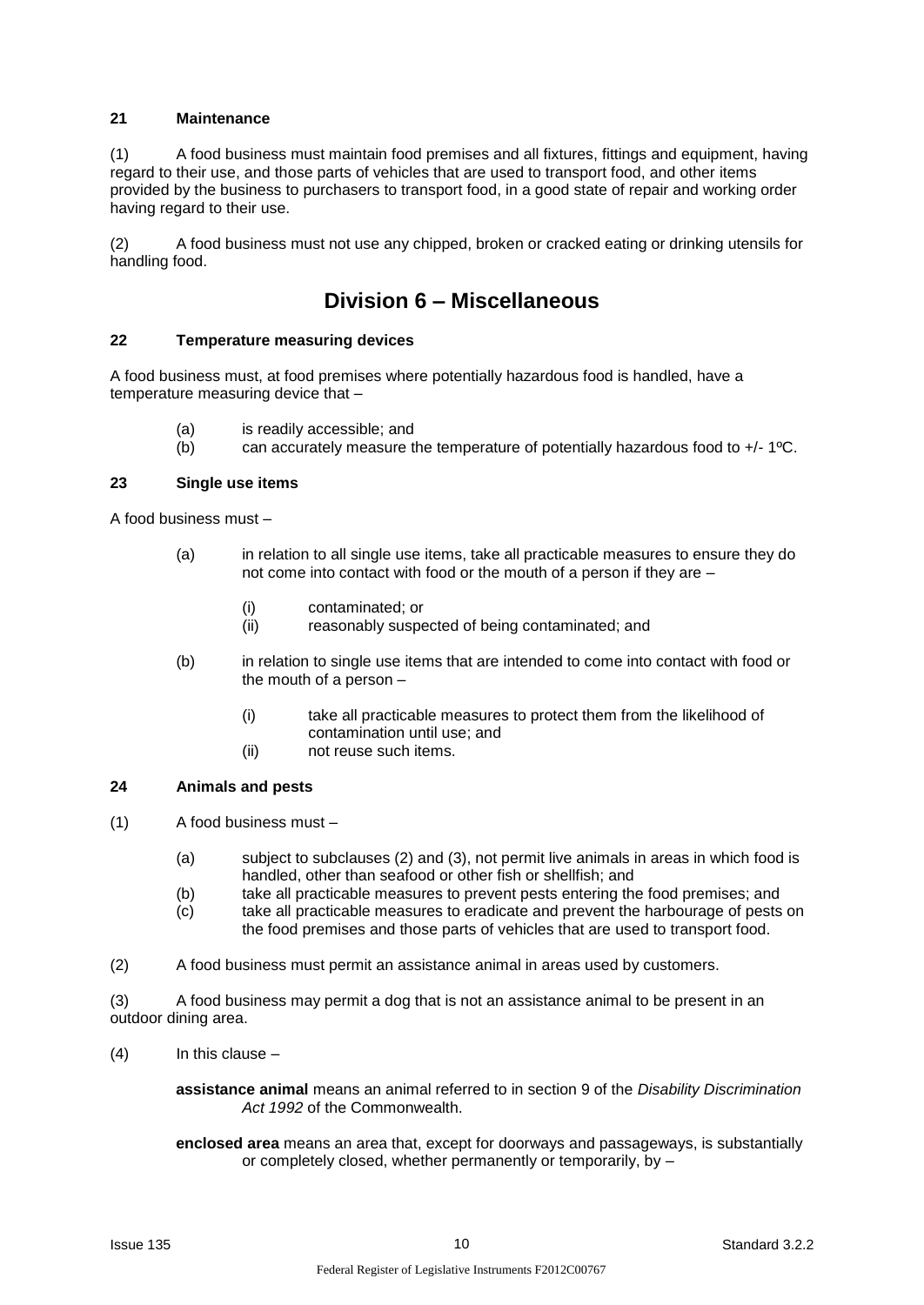**21 Maintenance**

(1) A food business must maintain food premises and all fixtures, fittings and equipment, having regard to their use, and those parts of vehicles that are used to transport food, and other items provided by the business to purchasers to transport food, in a good state of repair and working order having regard to their use.

(2) A food business must not use any chipped, broken or cracked eating or drinking utensils for handling food.

## Division 6 – Miscellaneous

**22 Temperature measuring devices**

A food business must, at food premises where potentially hazardous food is handled, have a temperature measuring device that –

(a) is readily accessible; and
(b) can accurately measure the temperature of potentially hazardous food to +/- 1ºC.

**23 Single use items**

A food business must –

(a) in relation to all single use items, take all practicable measures to ensure they do not come into contact with food or the mouth of a person if they are –

(i) contaminated; or
(ii) reasonably suspected of being contaminated; and

(b) in relation to single use items that are intended to come into contact with food or the mouth of a person –

(i) take all practicable measures to protect them from the likelihood of contamination until use; and
(ii) not reuse such items.

**24 Animals and pests**

(1) A food business must –

(a) subject to subclauses (2) and (3), not permit live animals in areas in which food is handled, other than seafood or other fish or shellfish; and
(b) take all practicable measures to prevent pests entering the food premises; and
(c) take all practicable measures to eradicate and prevent the harbourage of pests on the food premises and those parts of vehicles that are used to transport food.

(2) A food business must permit an assistance animal in areas used by customers.

(3) A food business may permit a dog that is not an assistance animal to be present in an outdoor dining area.

(4) In this clause –

**assistance animal** means an animal referred to in section 9 of the *Disability Discrimination Act 1992* of the Commonwealth.

**enclosed area** means an area that, except for doorways and passageways, is substantially or completely closed, whether permanently or temporarily, by –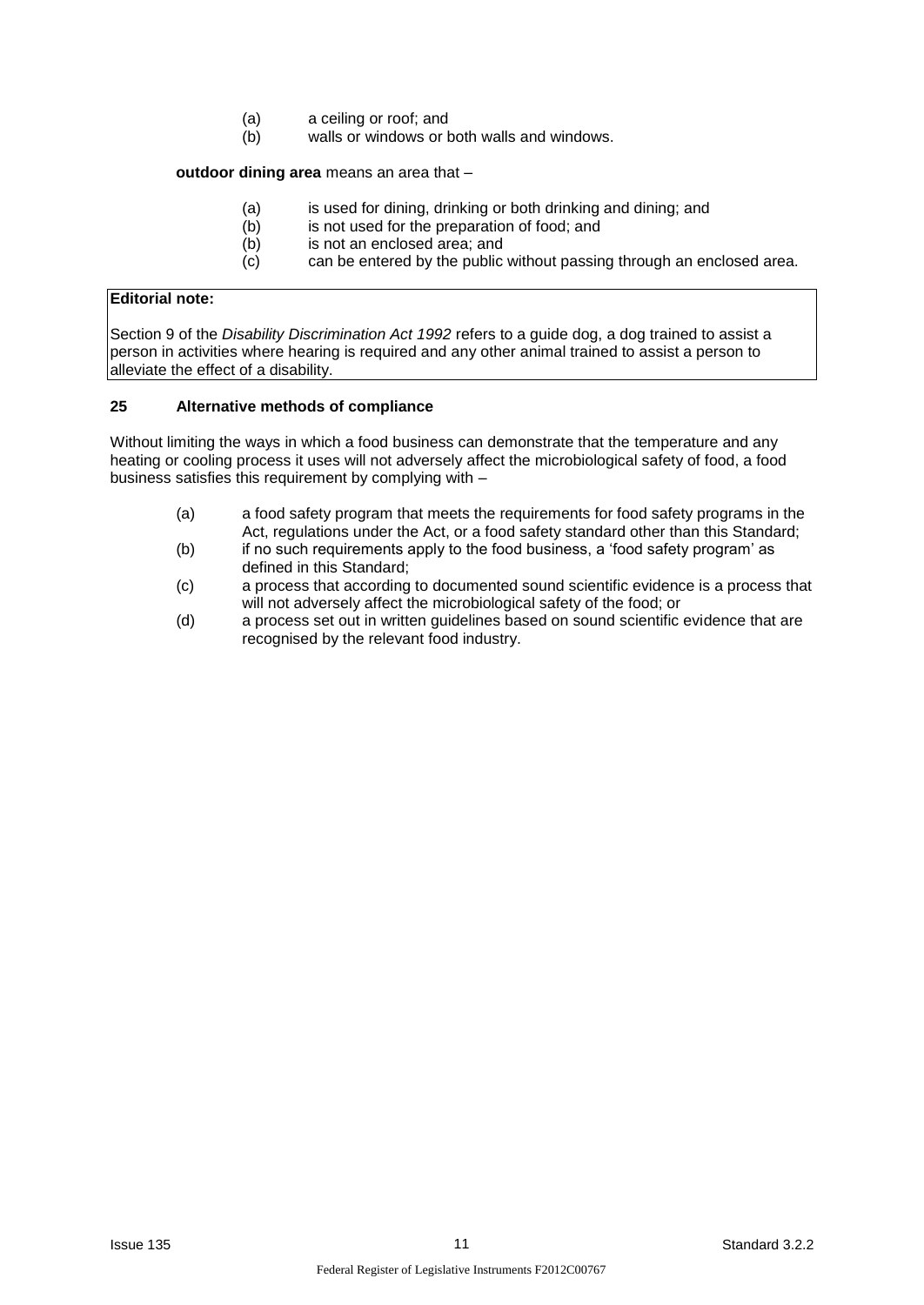(a) a ceiling or roof; and
(b) walls or windows or both walls and windows.

**outdoor dining area** means an area that –

(a) is used for dining, drinking or both drinking and dining; and
(b) is not used for the preparation of food; and
(b) is not an enclosed area; and
(c) can be entered by the public without passing through an enclosed area.

> **Editorial note:**
>
> Section 9 of the *Disability Discrimination Act 1992* refers to a guide dog, a dog trained to assist a person in activities where hearing is required and any other animal trained to assist a person to alleviate the effect of a disability.

### 25 Alternative methods of compliance

Without limiting the ways in which a food business can demonstrate that the temperature and any heating or cooling process it uses will not adversely affect the microbiological safety of food, a food business satisfies this requirement by complying with –

(a) a food safety program that meets the requirements for food safety programs in the Act, regulations under the Act, or a food safety standard other than this Standard;
(b) if no such requirements apply to the food business, a 'food safety program' as defined in this Standard;
(c) a process that according to documented sound scientific evidence is a process that will not adversely affect the microbiological safety of the food; or
(d) a process set out in written guidelines based on sound scientific evidence that are recognised by the relevant food industry.